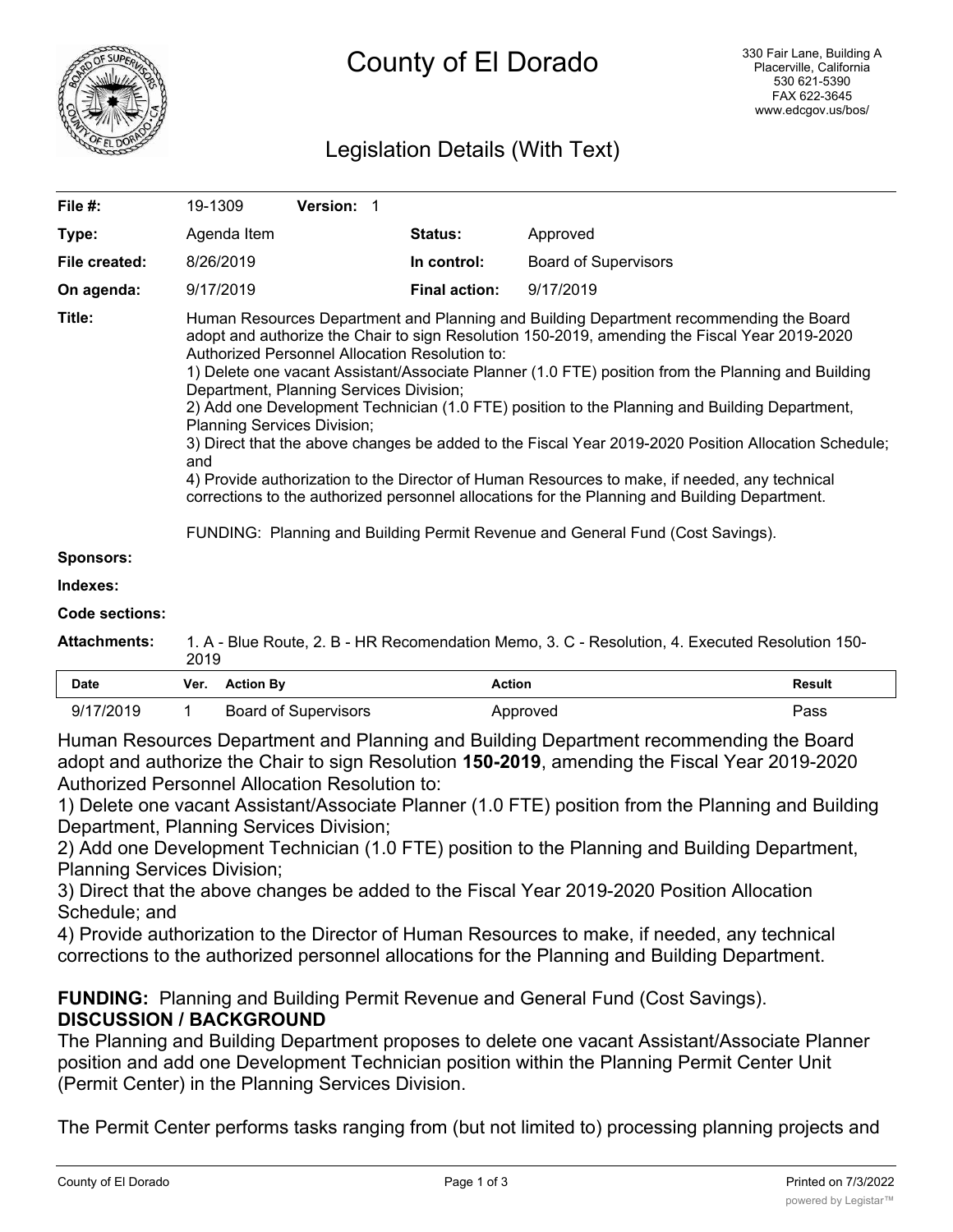# County of El Dorado

330 Fair Lane, Building A
Placerville, California
530 621-5390
FAX 622-3645
www.edcgov.us/bos/

## Legislation Details (With Text)

| | | | |
|---|---|---|---|
| **File #:** | 19-1309 **Version:** 1 | | |
| **Type:** | Agenda Item | **Status:** | Approved |
| **File created:** | 8/26/2019 | **In control:** | Board of Supervisors |
| **On agenda:** | 9/17/2019 | **Final action:** | 9/17/2019 |

**Title:** Human Resources Department and Planning and Building Department recommending the Board adopt and authorize the Chair to sign Resolution 150-2019, amending the Fiscal Year 2019-2020 Authorized Personnel Allocation Resolution to:
1) Delete one vacant Assistant/Associate Planner (1.0 FTE) position from the Planning and Building Department, Planning Services Division;
2) Add one Development Technician (1.0 FTE) position to the Planning and Building Department, Planning Services Division;
3) Direct that the above changes be added to the Fiscal Year 2019-2020 Position Allocation Schedule; and
4) Provide authorization to the Director of Human Resources to make, if needed, any technical corrections to the authorized personnel allocations for the Planning and Building Department.

FUNDING: Planning and Building Permit Revenue and General Fund (Cost Savings).

**Sponsors:**

**Indexes:**

**Code sections:**

**Attachments:** 1. A - Blue Route, 2. B - HR Recomendation Memo, 3. C - Resolution, 4. Executed Resolution 150-2019

| Date | Ver. | Action By | Action | Result |
|---|---|---|---|---|
| 9/17/2019 | 1 | Board of Supervisors | Approved | Pass |

Human Resources Department and Planning and Building Department recommending the Board adopt and authorize the Chair to sign Resolution **150-2019**, amending the Fiscal Year 2019-2020 Authorized Personnel Allocation Resolution to:
1) Delete one vacant Assistant/Associate Planner (1.0 FTE) position from the Planning and Building Department, Planning Services Division;
2) Add one Development Technician (1.0 FTE) position to the Planning and Building Department, Planning Services Division;
3) Direct that the above changes be added to the Fiscal Year 2019-2020 Position Allocation Schedule; and
4) Provide authorization to the Director of Human Resources to make, if needed, any technical corrections to the authorized personnel allocations for the Planning and Building Department.

**FUNDING:** Planning and Building Permit Revenue and General Fund (Cost Savings).
**DISCUSSION / BACKGROUND**
The Planning and Building Department proposes to delete one vacant Assistant/Associate Planner position and add one Development Technician position within the Planning Permit Center Unit (Permit Center) in the Planning Services Division.

The Permit Center performs tasks ranging from (but not limited to) processing planning projects and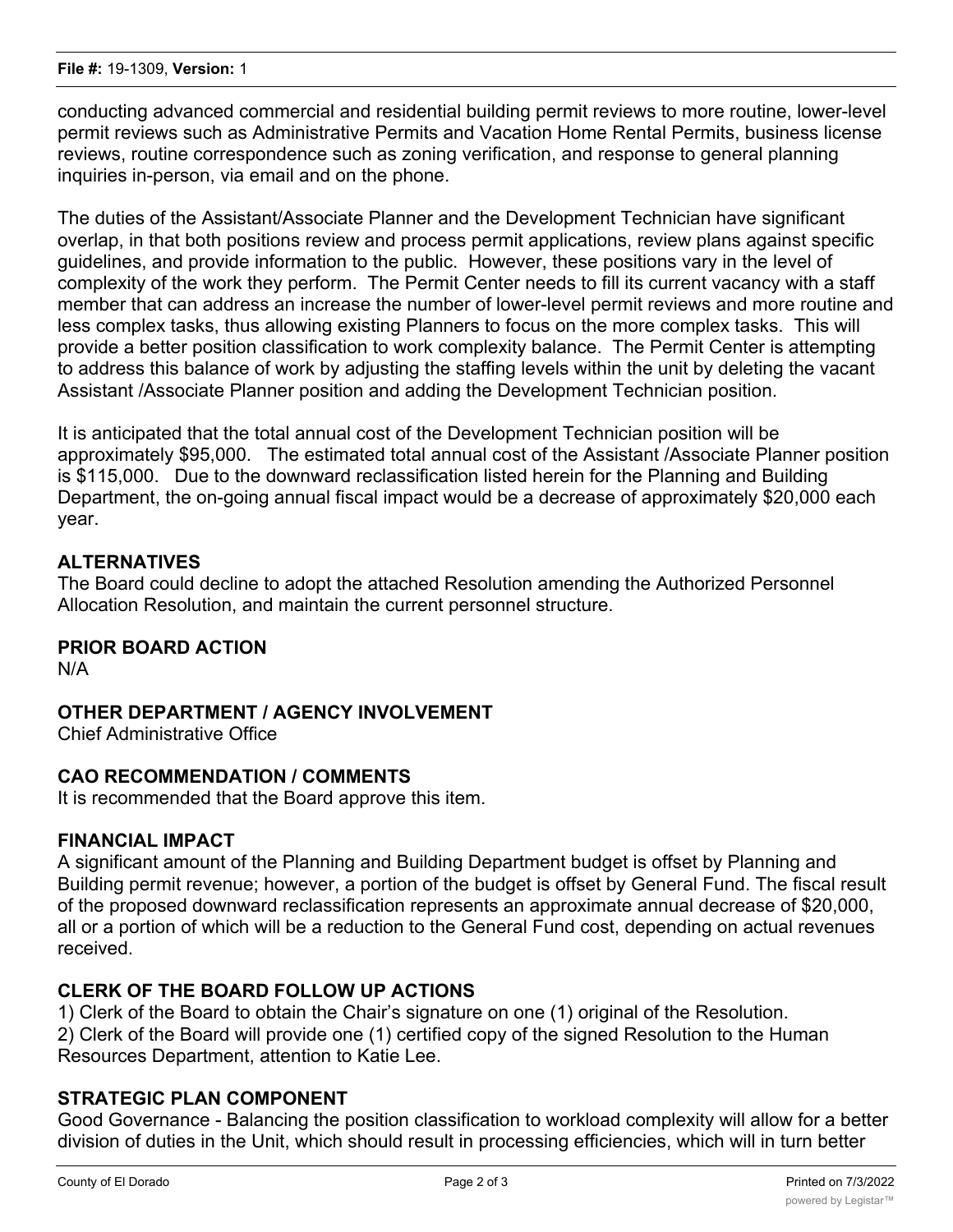conducting advanced commercial and residential building permit reviews to more routine, lower-level permit reviews such as Administrative Permits and Vacation Home Rental Permits, business license reviews, routine correspondence such as zoning verification, and response to general planning inquiries in-person, via email and on the phone.

The duties of the Assistant/Associate Planner and the Development Technician have significant overlap, in that both positions review and process permit applications, review plans against specific guidelines, and provide information to the public. However, these positions vary in the level of complexity of the work they perform. The Permit Center needs to fill its current vacancy with a staff member that can address an increase the number of lower-level permit reviews and more routine and less complex tasks, thus allowing existing Planners to focus on the more complex tasks. This will provide a better position classification to work complexity balance. The Permit Center is attempting to address this balance of work by adjusting the staffing levels within the unit by deleting the vacant Assistant /Associate Planner position and adding the Development Technician position.

It is anticipated that the total annual cost of the Development Technician position will be approximately $95,000. The estimated total annual cost of the Assistant /Associate Planner position is $115,000. Due to the downward reclassification listed herein for the Planning and Building Department, the on-going annual fiscal impact would be a decrease of approximately $20,000 each year.

## ALTERNATIVES

The Board could decline to adopt the attached Resolution amending the Authorized Personnel Allocation Resolution, and maintain the current personnel structure.

## PRIOR BOARD ACTION

N/A

## OTHER DEPARTMENT / AGENCY INVOLVEMENT

Chief Administrative Office

## CAO RECOMMENDATION / COMMENTS

It is recommended that the Board approve this item.

## FINANCIAL IMPACT

A significant amount of the Planning and Building Department budget is offset by Planning and Building permit revenue; however, a portion of the budget is offset by General Fund. The fiscal result of the proposed downward reclassification represents an approximate annual decrease of $20,000, all or a portion of which will be a reduction to the General Fund cost, depending on actual revenues received.

## CLERK OF THE BOARD FOLLOW UP ACTIONS

1) Clerk of the Board to obtain the Chair's signature on one (1) original of the Resolution.
2) Clerk of the Board will provide one (1) certified copy of the signed Resolution to the Human Resources Department, attention to Katie Lee.

## STRATEGIC PLAN COMPONENT

Good Governance - Balancing the position classification to workload complexity will allow for a better division of duties in the Unit, which should result in processing efficiencies, which will in turn better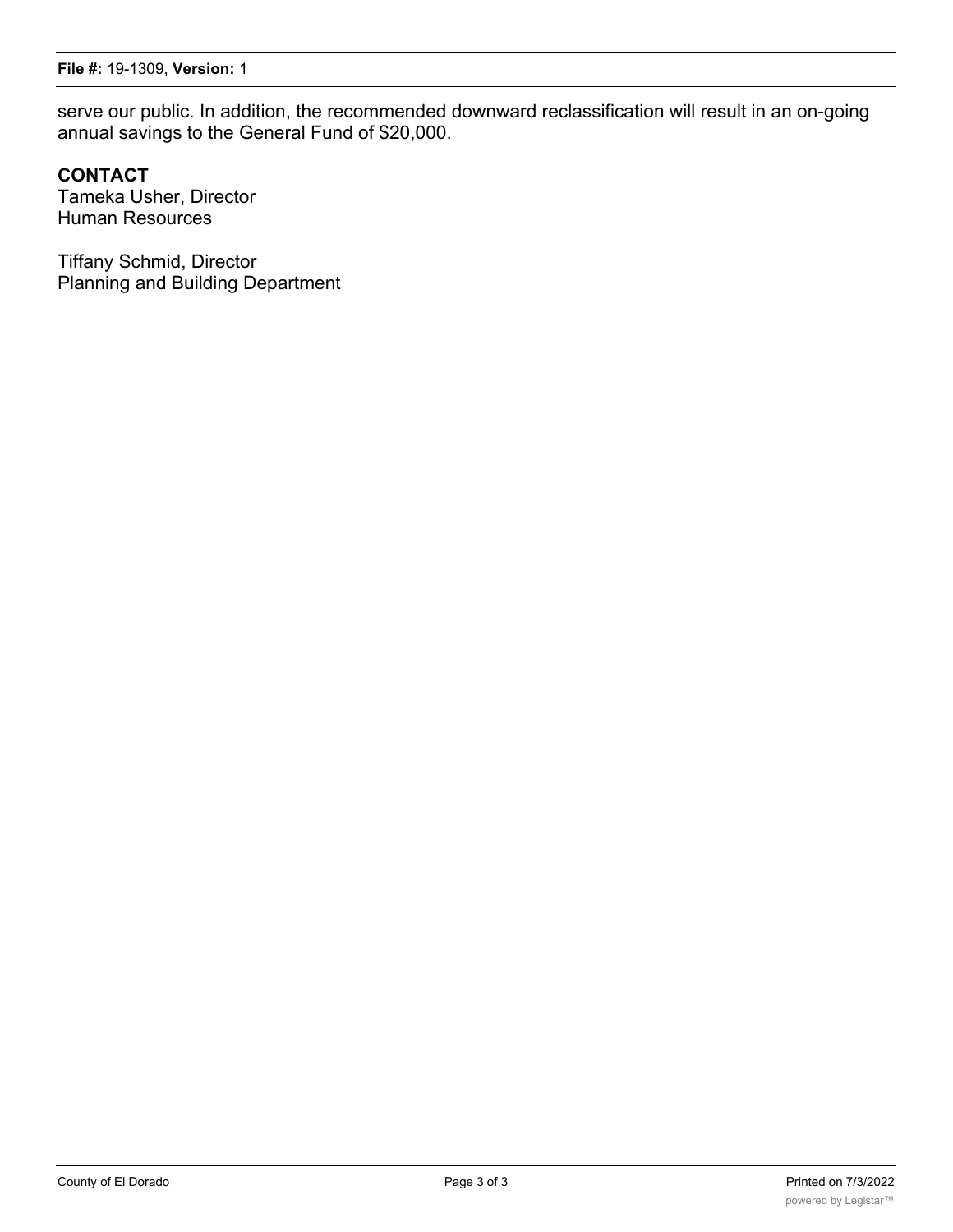serve our public. In addition, the recommended downward reclassification will result in an on-going annual savings to the General Fund of $20,000.

**CONTACT**

Tameka Usher, Director
Human Resources

Tiffany Schmid, Director
Planning and Building Department